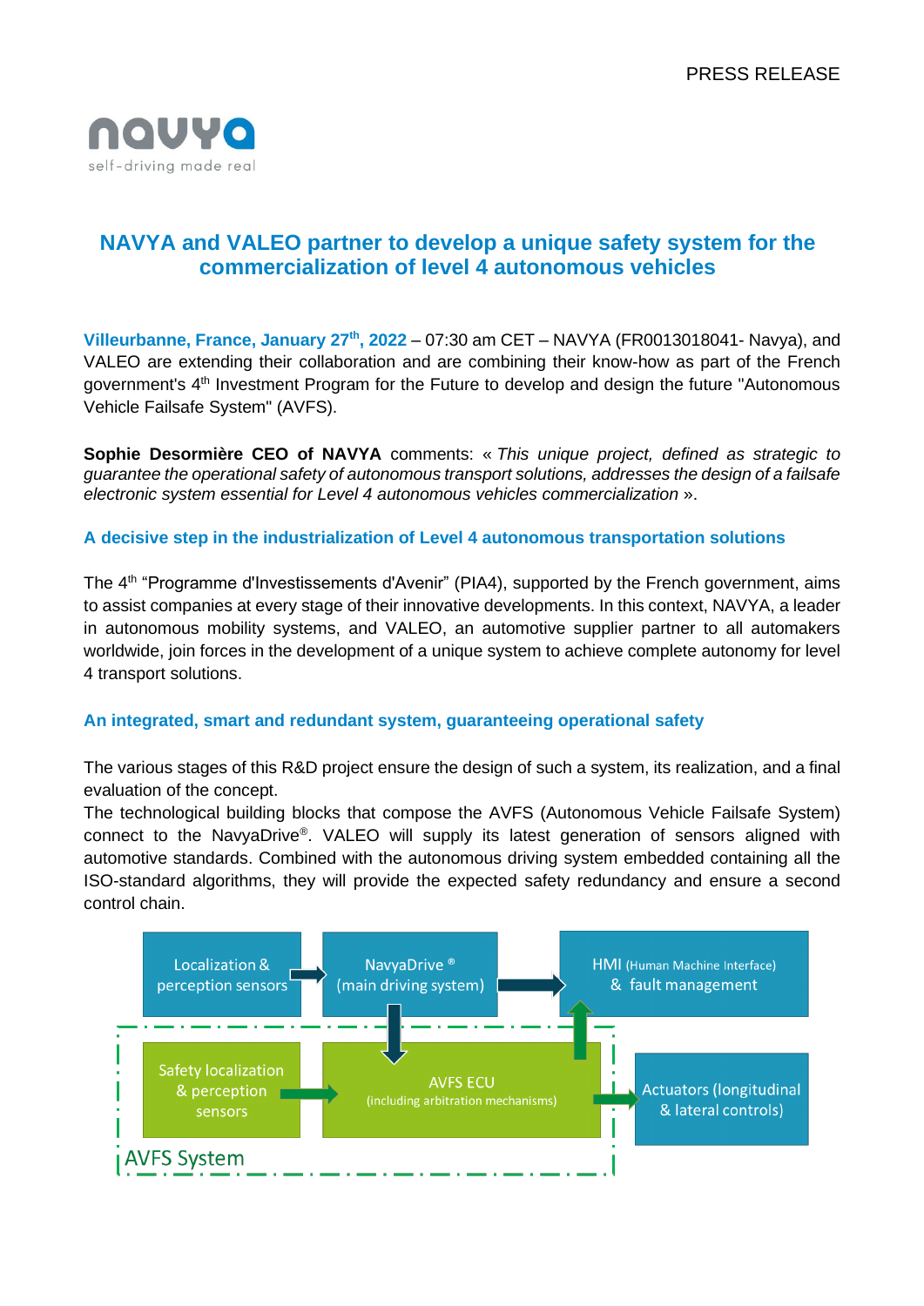PRESS RELEASE

navya
self-driving made real

# NAVYA and VALEO partner to develop a unique safety system for the commercialization of level 4 autonomous vehicles

**Villeurbanne, France, January 27th, 2022** – 07:30 am CET – NAVYA (FR0013018041- Navya), and VALEO are extending their collaboration and are combining their know-how as part of the French government's 4th Investment Program for the Future to develop and design the future "Autonomous Vehicle Failsafe System" (AVFS).

**Sophie Desormière CEO of NAVYA** comments: « *This unique project, defined as strategic to guarantee the operational safety of autonomous transport solutions, addresses the design of a failsafe electronic system essential for Level 4 autonomous vehicles commercialization* ».

## A decisive step in the industrialization of Level 4 autonomous transportation solutions

The 4th "Programme d'Investissements d'Avenir" (PIA4), supported by the French government, aims to assist companies at every stage of their innovative developments. In this context, NAVYA, a leader in autonomous mobility systems, and VALEO, an automotive supplier partner to all automakers worldwide, join forces in the development of a unique system to achieve complete autonomy for level 4 transport solutions.

## An integrated, smart and redundant system, guaranteeing operational safety

The various stages of this R&D project ensure the design of such a system, its realization, and a final evaluation of the concept.
The technological building blocks that compose the AVFS (Autonomous Vehicle Failsafe System) connect to the NavyaDrive®. VALEO will supply its latest generation of sensors aligned with automotive standards. Combined with the autonomous driving system embedded containing all the ISO-standard algorithms, they will provide the expected safety redundancy and ensure a second control chain.

Localization & perception sensors → NavyaDrive® (main driving system) → HMI (Human Machine Interface) & fault management

AVFS System: Safety localization & perception sensors → AVFS ECU (including arbitration mechanisms) → Actuators (longitudinal & lateral controls)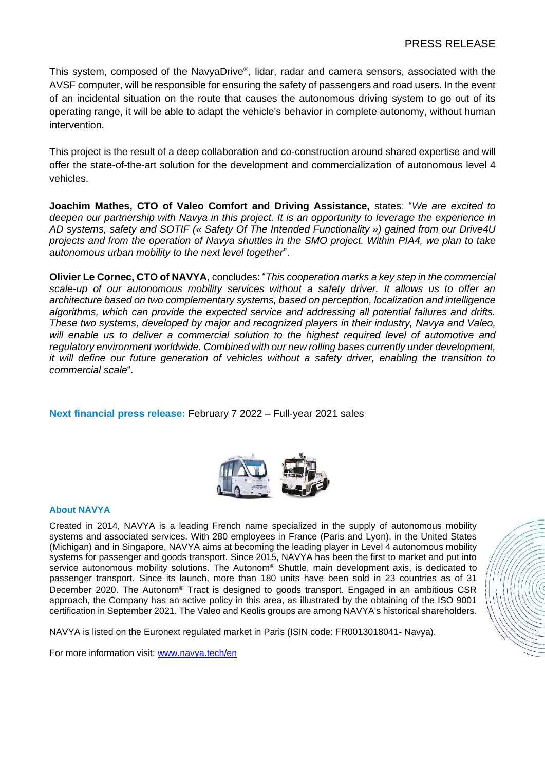This system, composed of the NavyaDrive®, lidar, radar and camera sensors, associated with the AVSF computer, will be responsible for ensuring the safety of passengers and road users. In the event of an incidental situation on the route that causes the autonomous driving system to go out of its operating range, it will be able to adapt the vehicle's behavior in complete autonomy, without human intervention.

This project is the result of a deep collaboration and co-construction around shared expertise and will offer the state-of-the-art solution for the development and commercialization of autonomous level 4 vehicles.

**Joachim Mathes, CTO of Valeo Comfort and Driving Assistance,** states: "*We are excited to deepen our partnership with Navya in this project. It is an opportunity to leverage the experience in AD systems, safety and SOTIF (« Safety Of The Intended Functionality ») gained from our Drive4U projects and from the operation of Navya shuttles in the SMO project. Within PIA4, we plan to take autonomous urban mobility to the next level together*".

**Olivier Le Cornec, CTO of NAVYA**, concludes: "*This cooperation marks a key step in the commercial scale-up of our autonomous mobility services without a safety driver. It allows us to offer an architecture based on two complementary systems, based on perception, localization and intelligence algorithms, which can provide the expected service and addressing all potential failures and drifts. These two systems, developed by major and recognized players in their industry, Navya and Valeo, will enable us to deliver a commercial solution to the highest required level of automotive and regulatory environment worldwide. Combined with our new rolling bases currently under development, it will define our future generation of vehicles without a safety driver, enabling the transition to commercial scale*".

**Next financial press release:** February 7 2022 – Full-year 2021 sales

**About NAVYA**

Created in 2014, NAVYA is a leading French name specialized in the supply of autonomous mobility systems and associated services. With 280 employees in France (Paris and Lyon), in the United States (Michigan) and in Singapore, NAVYA aims at becoming the leading player in Level 4 autonomous mobility systems for passenger and goods transport. Since 2015, NAVYA has been the first to market and put into service autonomous mobility solutions. The Autonom® Shuttle, main development axis, is dedicated to passenger transport. Since its launch, more than 180 units have been sold in 23 countries as of 31 December 2020. The Autonom® Tract is designed to goods transport. Engaged in an ambitious CSR approach, the Company has an active policy in this area, as illustrated by the obtaining of the ISO 9001 certification in September 2021. The Valeo and Keolis groups are among NAVYA's historical shareholders.

NAVYA is listed on the Euronext regulated market in Paris (ISIN code: FR0013018041- Navya).

For more information visit: [www.navya.tech/en](www.navya.tech/en)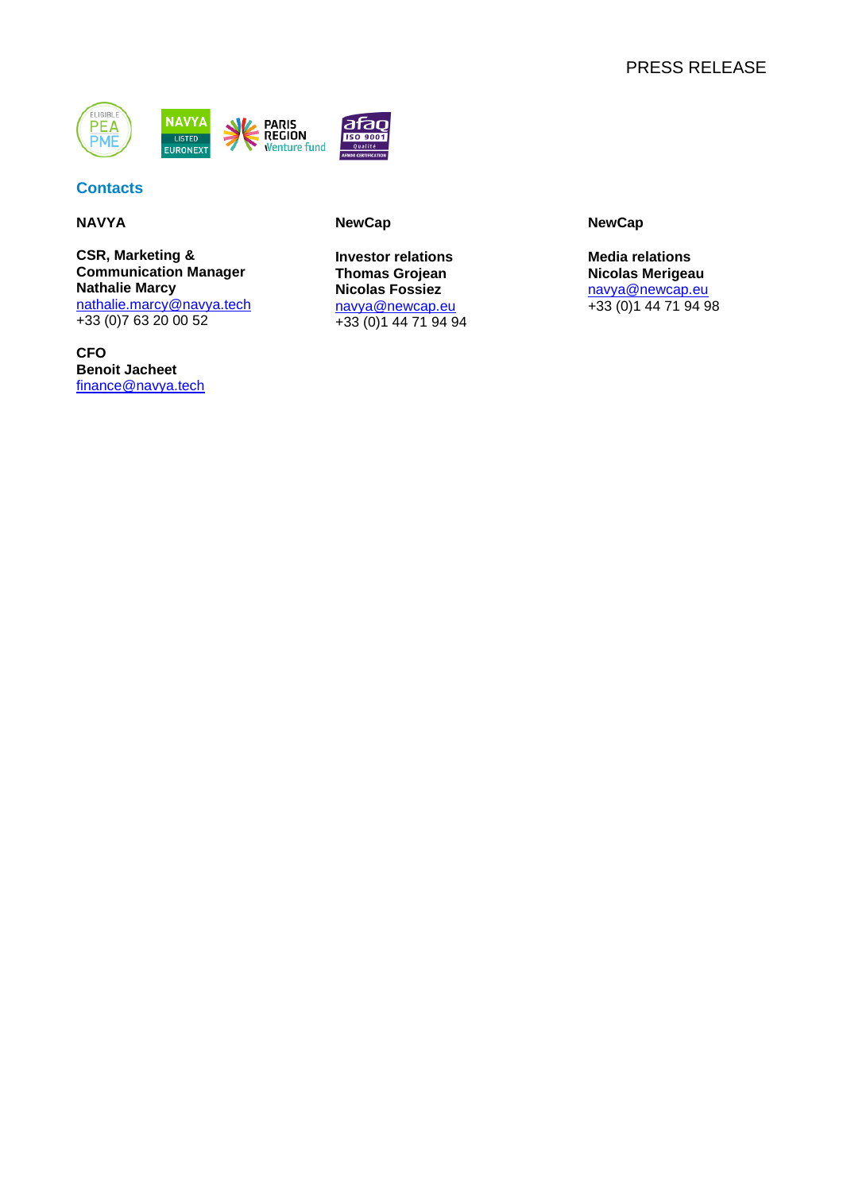## Contacts

**NAVYA**

**CSR, Marketing & Communication Manager**
**Nathalie Marcy**
nathalie.marcy@navya.tech
+33 (0)7 63 20 00 52

**CFO**
**Benoit Jacheet**
finance@navya.tech

**NewCap**

**Investor relations**
**Thomas Grojean**
**Nicolas Fossiez**
navya@newcap.eu
+33 (0)1 44 71 94 94

**NewCap**

**Media relations**
**Nicolas Merigeau**
navya@newcap.eu
+33 (0)1 44 71 94 98